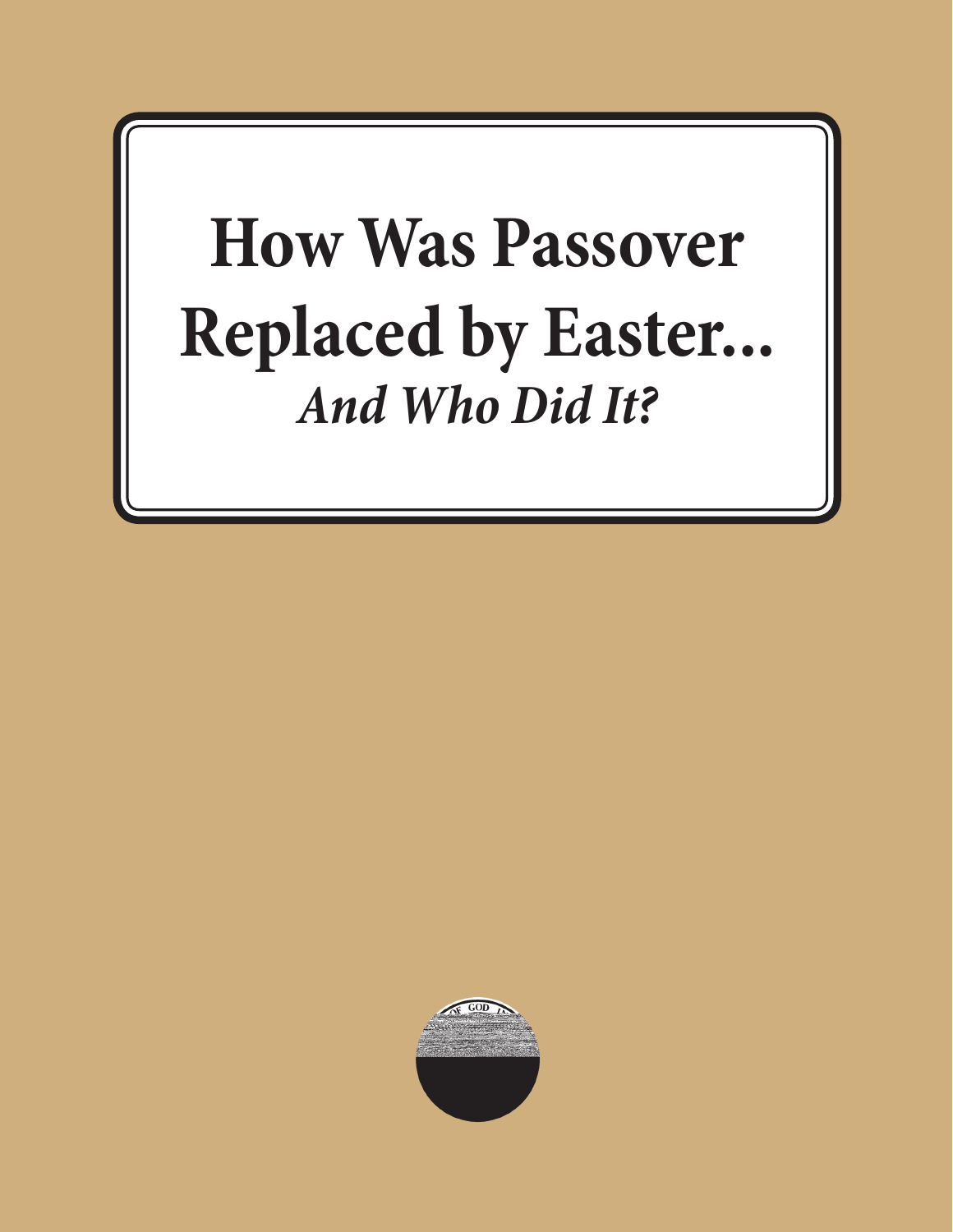# How Was Passover Replaced by Easter...

## *And Who Did It?*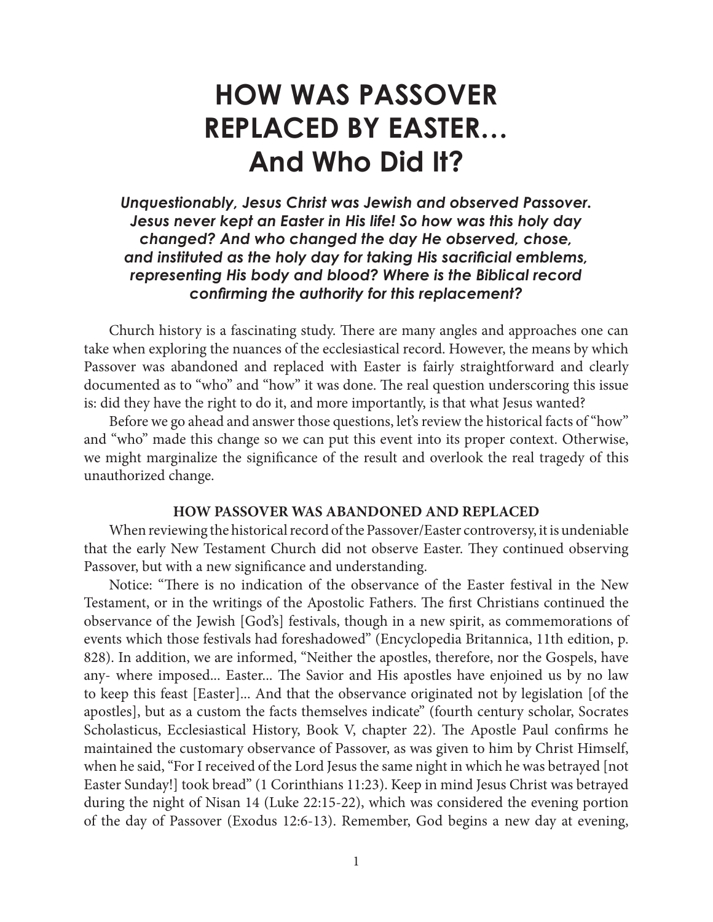# HOW WAS PASSOVER REPLACED BY EASTER… And Who Did It?

***Unquestionably, Jesus Christ was Jewish and observed Passover. Jesus never kept an Easter in His life! So how was this holy day changed? And who changed the day He observed, chose, and instituted as the holy day for taking His sacrificial emblems, representing His body and blood? Where is the Biblical record confirming the authority for this replacement?***

Church history is a fascinating study. There are many angles and approaches one can take when exploring the nuances of the ecclesiastical record. However, the means by which Passover was abandoned and replaced with Easter is fairly straightforward and clearly documented as to "who" and "how" it was done. The real question underscoring this issue is: did they have the right to do it, and more importantly, is that what Jesus wanted?

Before we go ahead and answer those questions, let's review the historical facts of "how" and "who" made this change so we can put this event into its proper context. Otherwise, we might marginalize the significance of the result and overlook the real tragedy of this unauthorized change.

### HOW PASSOVER WAS ABANDONED AND REPLACED

When reviewing the historical record of the Passover/Easter controversy, it is undeniable that the early New Testament Church did not observe Easter. They continued observing Passover, but with a new significance and understanding.

Notice: "There is no indication of the observance of the Easter festival in the New Testament, or in the writings of the Apostolic Fathers. The first Christians continued the observance of the Jewish [God's] festivals, though in a new spirit, as commemorations of events which those festivals had foreshadowed" (Encyclopedia Britannica, 11th edition, p. 828). In addition, we are informed, "Neither the apostles, therefore, nor the Gospels, have any- where imposed... Easter... The Savior and His apostles have enjoined us by no law to keep this feast [Easter]... And that the observance originated not by legislation [of the apostles], but as a custom the facts themselves indicate" (fourth century scholar, Socrates Scholasticus, Ecclesiastical History, Book V, chapter 22). The Apostle Paul confirms he maintained the customary observance of Passover, as was given to him by Christ Himself, when he said, "For I received of the Lord Jesus the same night in which he was betrayed [not Easter Sunday!] took bread" (1 Corinthians 11:23). Keep in mind Jesus Christ was betrayed during the night of Nisan 14 (Luke 22:15-22), which was considered the evening portion of the day of Passover (Exodus 12:6-13). Remember, God begins a new day at evening,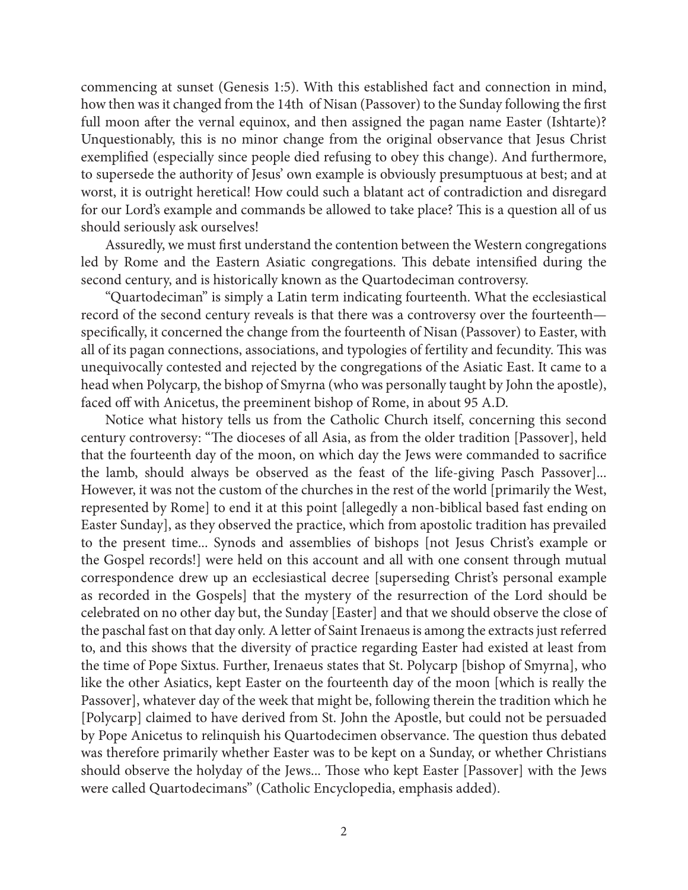commencing at sunset (Genesis 1:5). With this established fact and connection in mind, how then was it changed from the 14th of Nisan (Passover) to the Sunday following the first full moon after the vernal equinox, and then assigned the pagan name Easter (Ishtarte)? Unquestionably, this is no minor change from the original observance that Jesus Christ exemplified (especially since people died refusing to obey this change). And furthermore, to supersede the authority of Jesus' own example is obviously presumptuous at best; and at worst, it is outright heretical! How could such a blatant act of contradiction and disregard for our Lord's example and commands be allowed to take place? This is a question all of us should seriously ask ourselves!

Assuredly, we must first understand the contention between the Western congregations led by Rome and the Eastern Asiatic congregations. This debate intensified during the second century, and is historically known as the Quartodeciman controversy.

"Quartodeciman" is simply a Latin term indicating fourteenth. What the ecclesiastical record of the second century reveals is that there was a controversy over the fourteenth—specifically, it concerned the change from the fourteenth of Nisan (Passover) to Easter, with all of its pagan connections, associations, and typologies of fertility and fecundity. This was unequivocally contested and rejected by the congregations of the Asiatic East. It came to a head when Polycarp, the bishop of Smyrna (who was personally taught by John the apostle), faced off with Anicetus, the preeminent bishop of Rome, in about 95 A.D.

Notice what history tells us from the Catholic Church itself, concerning this second century controversy: "The dioceses of all Asia, as from the older tradition [Passover], held that the fourteenth day of the moon, on which day the Jews were commanded to sacrifice the lamb, should always be observed as the feast of the life-giving Pasch Passover]... However, it was not the custom of the churches in the rest of the world [primarily the West, represented by Rome] to end it at this point [allegedly a non-biblical based fast ending on Easter Sunday], as they observed the practice, which from apostolic tradition has prevailed to the present time... Synods and assemblies of bishops [not Jesus Christ's example or the Gospel records!] were held on this account and all with one consent through mutual correspondence drew up an ecclesiastical decree [superseding Christ's personal example as recorded in the Gospels] that the mystery of the resurrection of the Lord should be celebrated on no other day but, the Sunday [Easter] and that we should observe the close of the paschal fast on that day only. A letter of Saint Irenaeus is among the extracts just referred to, and this shows that the diversity of practice regarding Easter had existed at least from the time of Pope Sixtus. Further, Irenaeus states that St. Polycarp [bishop of Smyrna], who like the other Asiatics, kept Easter on the fourteenth day of the moon [which is really the Passover], whatever day of the week that might be, following therein the tradition which he [Polycarp] claimed to have derived from St. John the Apostle, but could not be persuaded by Pope Anicetus to relinquish his Quartodecimen observance. The question thus debated was therefore primarily whether Easter was to be kept on a Sunday, or whether Christians should observe the holyday of the Jews... Those who kept Easter [Passover] with the Jews were called Quartodecimans" (Catholic Encyclopedia, emphasis added).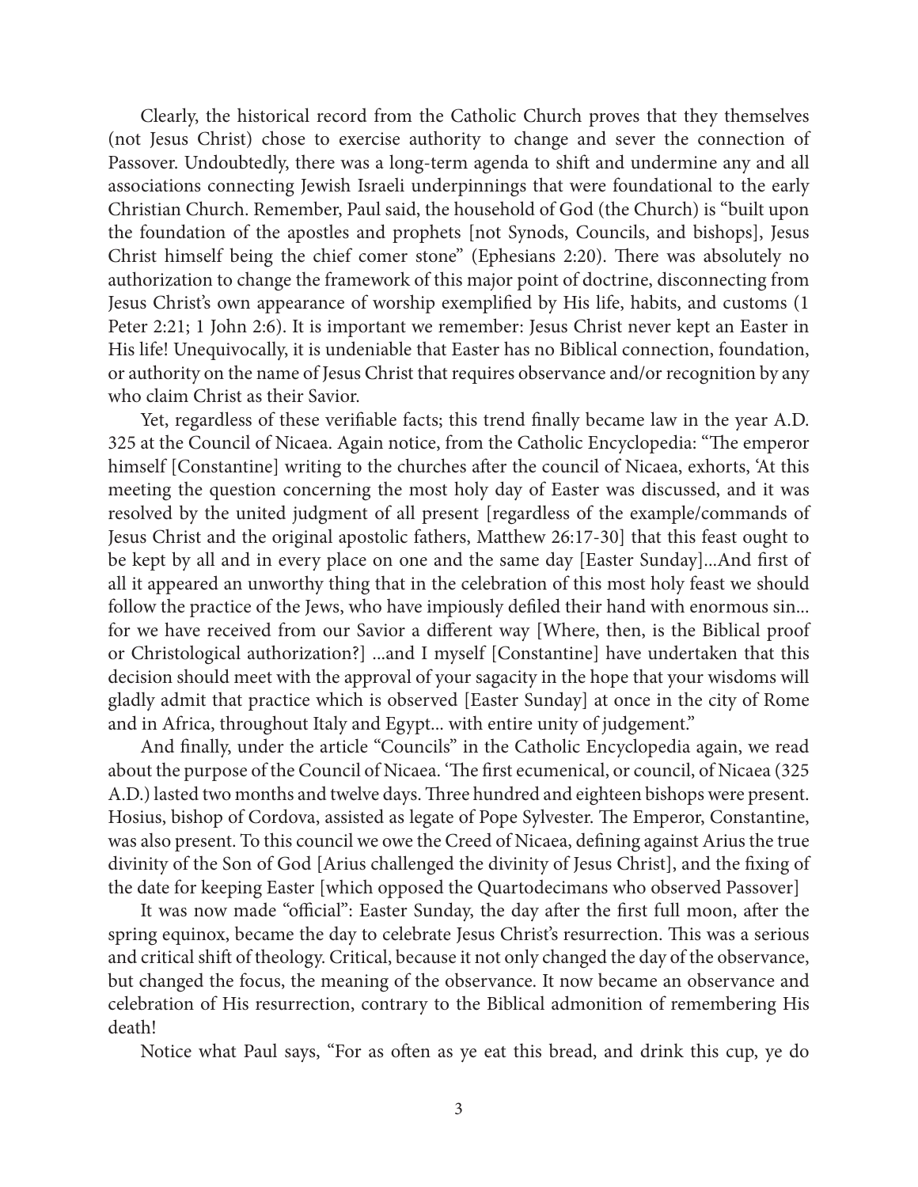Clearly, the historical record from the Catholic Church proves that they themselves (not Jesus Christ) chose to exercise authority to change and sever the connection of Passover. Undoubtedly, there was a long-term agenda to shift and undermine any and all associations connecting Jewish Israeli underpinnings that were foundational to the early Christian Church. Remember, Paul said, the household of God (the Church) is "built upon the foundation of the apostles and prophets [not Synods, Councils, and bishops], Jesus Christ himself being the chief comer stone" (Ephesians 2:20). There was absolutely no authorization to change the framework of this major point of doctrine, disconnecting from Jesus Christ's own appearance of worship exemplified by His life, habits, and customs (1 Peter 2:21; 1 John 2:6). It is important we remember: Jesus Christ never kept an Easter in His life! Unequivocally, it is undeniable that Easter has no Biblical connection, foundation, or authority on the name of Jesus Christ that requires observance and/or recognition by any who claim Christ as their Savior.

Yet, regardless of these verifiable facts; this trend finally became law in the year A.D. 325 at the Council of Nicaea. Again notice, from the Catholic Encyclopedia: "The emperor himself [Constantine] writing to the churches after the council of Nicaea, exhorts, 'At this meeting the question concerning the most holy day of Easter was discussed, and it was resolved by the united judgment of all present [regardless of the example/commands of Jesus Christ and the original apostolic fathers, Matthew 26:17-30] that this feast ought to be kept by all and in every place on one and the same day [Easter Sunday]...And first of all it appeared an unworthy thing that in the celebration of this most holy feast we should follow the practice of the Jews, who have impiously defiled their hand with enormous sin... for we have received from our Savior a different way [Where, then, is the Biblical proof or Christological authorization?] ...and I myself [Constantine] have undertaken that this decision should meet with the approval of your sagacity in the hope that your wisdoms will gladly admit that practice which is observed [Easter Sunday] at once in the city of Rome and in Africa, throughout Italy and Egypt... with entire unity of judgement."

And finally, under the article "Councils" in the Catholic Encyclopedia again, we read about the purpose of the Council of Nicaea. 'The first ecumenical, or council, of Nicaea (325 A.D.) lasted two months and twelve days. Three hundred and eighteen bishops were present. Hosius, bishop of Cordova, assisted as legate of Pope Sylvester. The Emperor, Constantine, was also present. To this council we owe the Creed of Nicaea, defining against Arius the true divinity of the Son of God [Arius challenged the divinity of Jesus Christ], and the fixing of the date for keeping Easter [which opposed the Quartodecimans who observed Passover]

It was now made "official": Easter Sunday, the day after the first full moon, after the spring equinox, became the day to celebrate Jesus Christ's resurrection. This was a serious and critical shift of theology. Critical, because it not only changed the day of the observance, but changed the focus, the meaning of the observance. It now became an observance and celebration of His resurrection, contrary to the Biblical admonition of remembering His death!

Notice what Paul says, "For as often as ye eat this bread, and drink this cup, ye do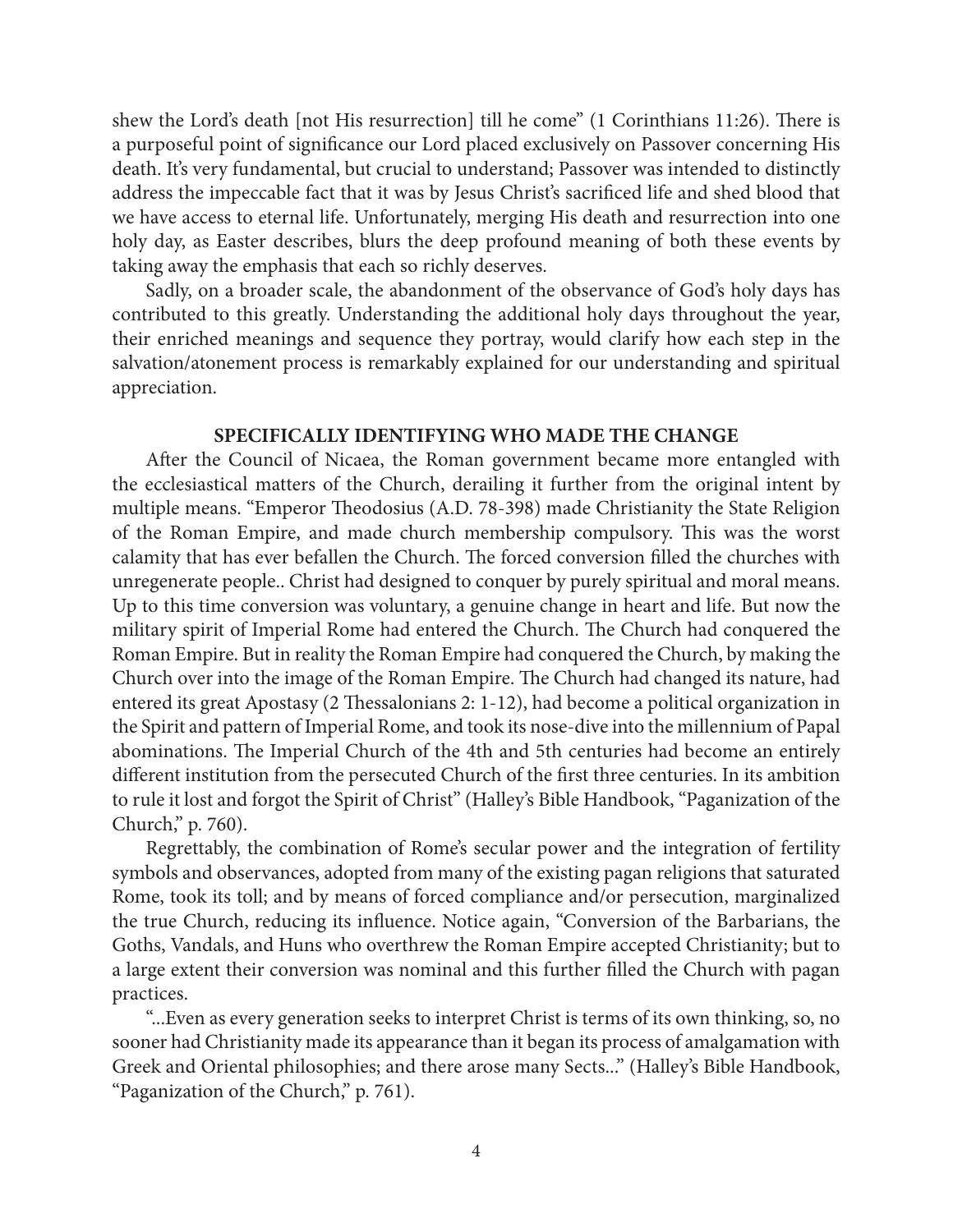shew the Lord's death [not His resurrection] till he come" (1 Corinthians 11:26). There is a purposeful point of significance our Lord placed exclusively on Passover concerning His death. It's very fundamental, but crucial to understand; Passover was intended to distinctly address the impeccable fact that it was by Jesus Christ's sacrificed life and shed blood that we have access to eternal life. Unfortunately, merging His death and resurrection into one holy day, as Easter describes, blurs the deep profound meaning of both these events by taking away the emphasis that each so richly deserves.

Sadly, on a broader scale, the abandonment of the observance of God's holy days has contributed to this greatly. Understanding the additional holy days throughout the year, their enriched meanings and sequence they portray, would clarify how each step in the salvation/atonement process is remarkably explained for our understanding and spiritual appreciation.

## SPECIFICALLY IDENTIFYING WHO MADE THE CHANGE

After the Council of Nicaea, the Roman government became more entangled with the ecclesiastical matters of the Church, derailing it further from the original intent by multiple means. "Emperor Theodosius (A.D. 78-398) made Christianity the State Religion of the Roman Empire, and made church membership compulsory. This was the worst calamity that has ever befallen the Church. The forced conversion filled the churches with unregenerate people.. Christ had designed to conquer by purely spiritual and moral means. Up to this time conversion was voluntary, a genuine change in heart and life. But now the military spirit of Imperial Rome had entered the Church. The Church had conquered the Roman Empire. But in reality the Roman Empire had conquered the Church, by making the Church over into the image of the Roman Empire. The Church had changed its nature, had entered its great Apostasy (2 Thessalonians 2: 1-12), had become a political organization in the Spirit and pattern of Imperial Rome, and took its nose-dive into the millennium of Papal abominations. The Imperial Church of the 4th and 5th centuries had become an entirely different institution from the persecuted Church of the first three centuries. In its ambition to rule it lost and forgot the Spirit of Christ" (Halley's Bible Handbook, "Paganization of the Church," p. 760).

Regrettably, the combination of Rome's secular power and the integration of fertility symbols and observances, adopted from many of the existing pagan religions that saturated Rome, took its toll; and by means of forced compliance and/or persecution, marginalized the true Church, reducing its influence. Notice again, "Conversion of the Barbarians, the Goths, Vandals, and Huns who overthrew the Roman Empire accepted Christianity; but to a large extent their conversion was nominal and this further filled the Church with pagan practices.

"...Even as every generation seeks to interpret Christ is terms of its own thinking, so, no sooner had Christianity made its appearance than it began its process of amalgamation with Greek and Oriental philosophies; and there arose many Sects..." (Halley's Bible Handbook, "Paganization of the Church," p. 761).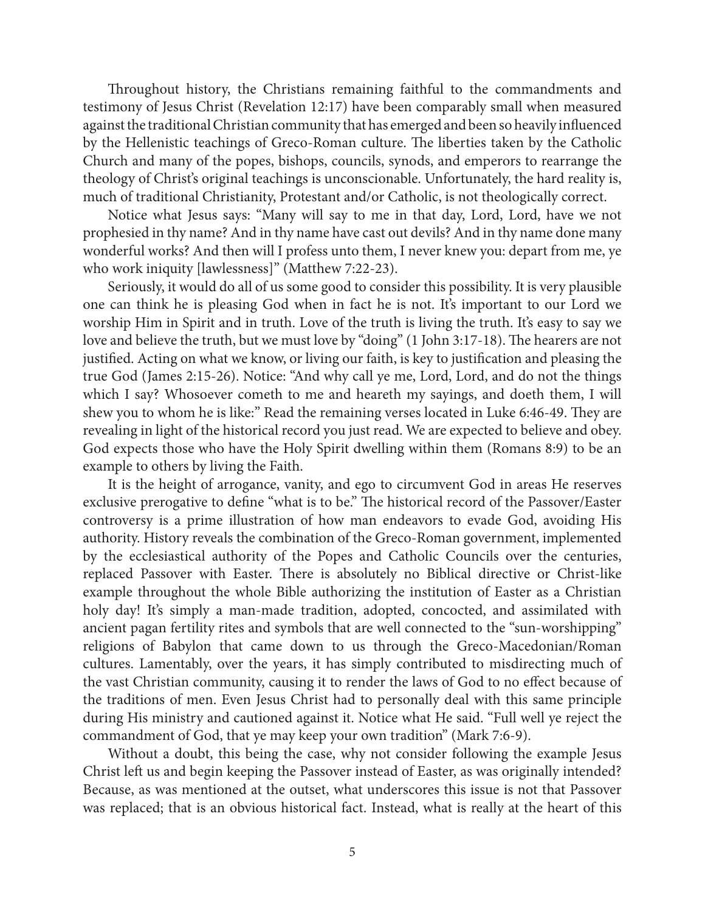Throughout history, the Christians remaining faithful to the commandments and testimony of Jesus Christ (Revelation 12:17) have been comparably small when measured against the traditional Christian community that has emerged and been so heavily influenced by the Hellenistic teachings of Greco-Roman culture. The liberties taken by the Catholic Church and many of the popes, bishops, councils, synods, and emperors to rearrange the theology of Christ's original teachings is unconscionable. Unfortunately, the hard reality is, much of traditional Christianity, Protestant and/or Catholic, is not theologically correct.

Notice what Jesus says: "Many will say to me in that day, Lord, Lord, have we not prophesied in thy name? And in thy name have cast out devils? And in thy name done many wonderful works? And then will I profess unto them, I never knew you: depart from me, ye who work iniquity [lawlessness]" (Matthew 7:22-23).

Seriously, it would do all of us some good to consider this possibility. It is very plausible one can think he is pleasing God when in fact he is not. It's important to our Lord we worship Him in Spirit and in truth. Love of the truth is living the truth. It's easy to say we love and believe the truth, but we must love by "doing" (1 John 3:17-18). The hearers are not justified. Acting on what we know, or living our faith, is key to justification and pleasing the true God (James 2:15-26). Notice: "And why call ye me, Lord, Lord, and do not the things which I say? Whosoever cometh to me and heareth my sayings, and doeth them, I will shew you to whom he is like:" Read the remaining verses located in Luke 6:46-49. They are revealing in light of the historical record you just read. We are expected to believe and obey. God expects those who have the Holy Spirit dwelling within them (Romans 8:9) to be an example to others by living the Faith.

It is the height of arrogance, vanity, and ego to circumvent God in areas He reserves exclusive prerogative to define "what is to be." The historical record of the Passover/Easter controversy is a prime illustration of how man endeavors to evade God, avoiding His authority. History reveals the combination of the Greco-Roman government, implemented by the ecclesiastical authority of the Popes and Catholic Councils over the centuries, replaced Passover with Easter. There is absolutely no Biblical directive or Christ-like example throughout the whole Bible authorizing the institution of Easter as a Christian holy day! It's simply a man-made tradition, adopted, concocted, and assimilated with ancient pagan fertility rites and symbols that are well connected to the "sun-worshipping" religions of Babylon that came down to us through the Greco-Macedonian/Roman cultures. Lamentably, over the years, it has simply contributed to misdirecting much of the vast Christian community, causing it to render the laws of God to no effect because of the traditions of men. Even Jesus Christ had to personally deal with this same principle during His ministry and cautioned against it. Notice what He said. "Full well ye reject the commandment of God, that ye may keep your own tradition" (Mark 7:6-9).

Without a doubt, this being the case, why not consider following the example Jesus Christ left us and begin keeping the Passover instead of Easter, as was originally intended? Because, as was mentioned at the outset, what underscores this issue is not that Passover was replaced; that is an obvious historical fact. Instead, what is really at the heart of this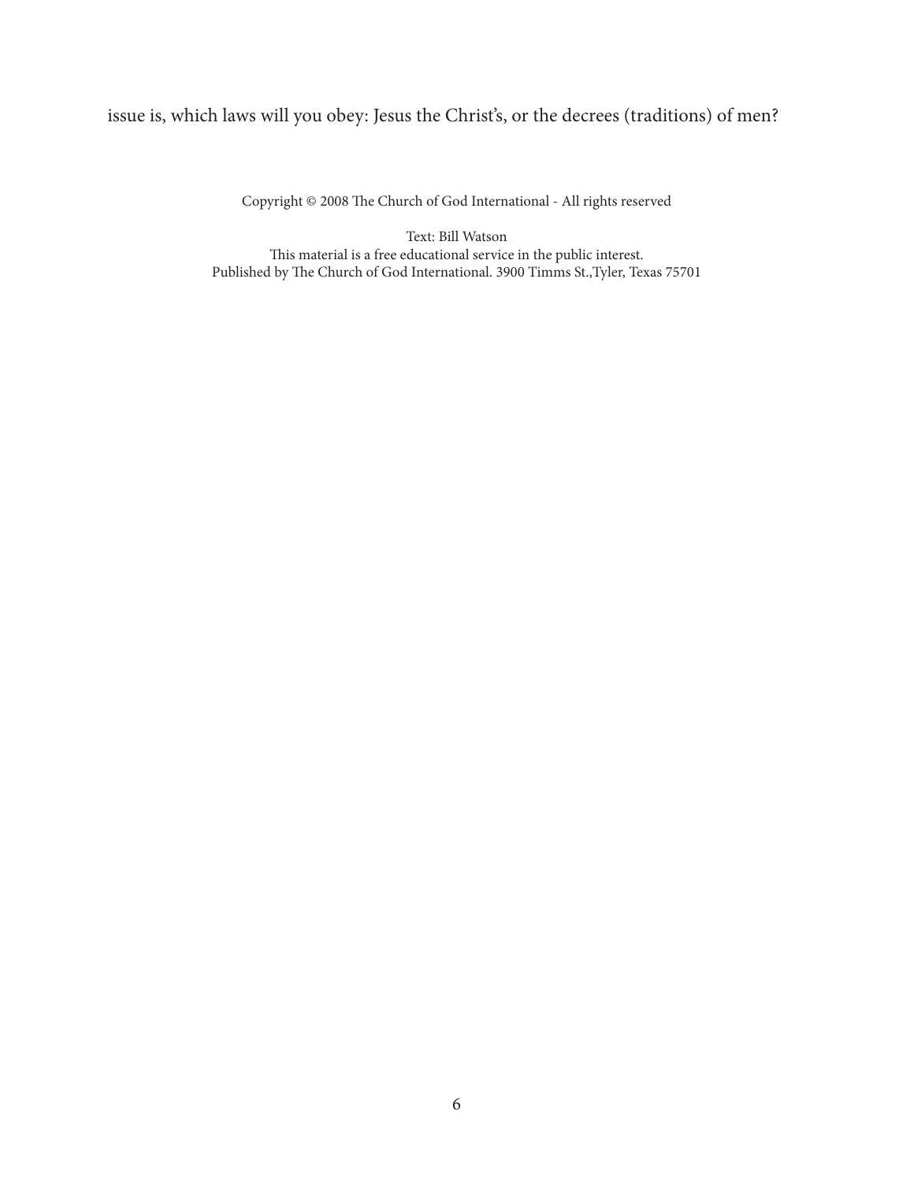issue is, which laws will you obey: Jesus the Christ's, or the decrees (traditions) of men?

Copyright © 2008 The Church of God International - All rights reserved

Text: Bill Watson
This material is a free educational service in the public interest.
Published by The Church of God International. 3900 Timms St.,Tyler, Texas 75701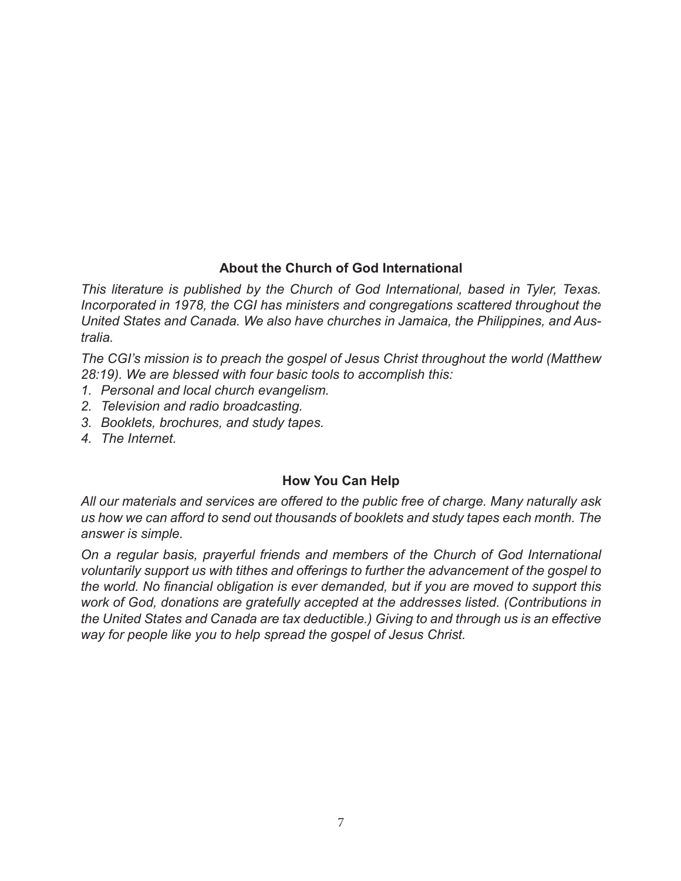### About the Church of God International

*This literature is published by the Church of God International, based in Tyler, Texas. Incorporated in 1978, the CGI has ministers and congregations scattered throughout the United States and Canada. We also have churches in Jamaica, the Philippines, and Australia.*

*The CGI's mission is to preach the gospel of Jesus Christ throughout the world (Matthew 28:19). We are blessed with four basic tools to accomplish this:*

1. *Personal and local church evangelism.*
2. *Television and radio broadcasting.*
3. *Booklets, brochures, and study tapes.*
4. *The Internet.*

### How You Can Help

*All our materials and services are offered to the public free of charge. Many naturally ask us how we can afford to send out thousands of booklets and study tapes each month. The answer is simple.*

*On a regular basis, prayerful friends and members of the Church of God International voluntarily support us with tithes and offerings to further the advancement of the gospel to the world. No financial obligation is ever demanded, but if you are moved to support this work of God, donations are gratefully accepted at the addresses listed. (Contributions in the United States and Canada are tax deductible.) Giving to and through us is an effective way for people like you to help spread the gospel of Jesus Christ.*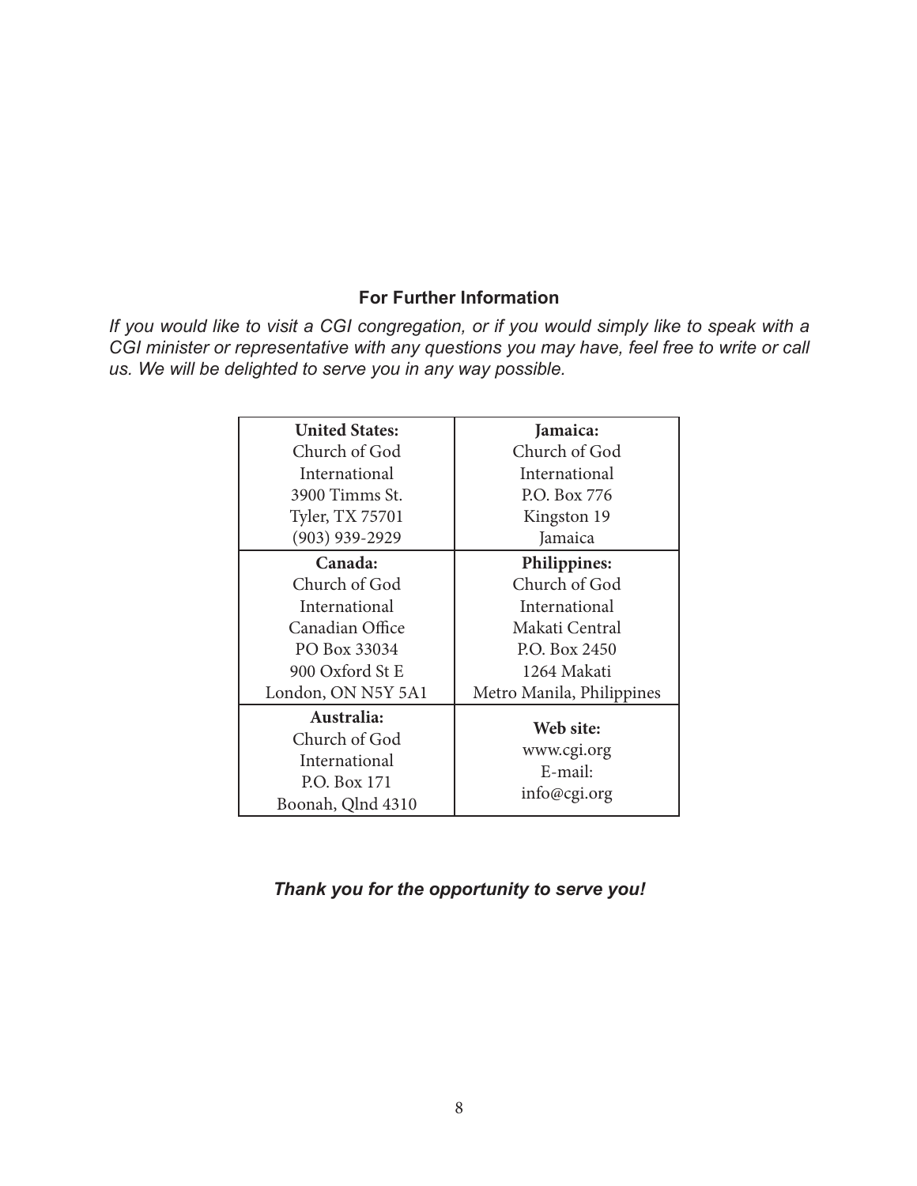## For Further Information

*If you would like to visit a CGI congregation, or if you would simply like to speak with a CGI minister or representative with any questions you may have, feel free to write or call us. We will be delighted to serve you in any way possible.*

| | |
|---|---|
| **United States:**<br>Church of God<br>International<br>3900 Timms St.<br>Tyler, TX 75701<br>(903) 939-2929 | **Jamaica:**<br>Church of God<br>International<br>P.O. Box 776<br>Kingston 19<br>Jamaica |
| **Canada:**<br>Church of God<br>International<br>Canadian Office<br>PO Box 33034<br>900 Oxford St E<br>London, ON N5Y 5A1 | **Philippines:**<br>Church of God<br>International<br>Makati Central<br>P.O. Box 2450<br>1264 Makati<br>Metro Manila, Philippines |
| **Australia:**<br>Church of God<br>International<br>P.O. Box 171<br>Boonah, Qlnd 4310 | **Web site:**<br>www.cgi.org<br>E-mail:<br>info@cgi.org |

***Thank you for the opportunity to serve you!***